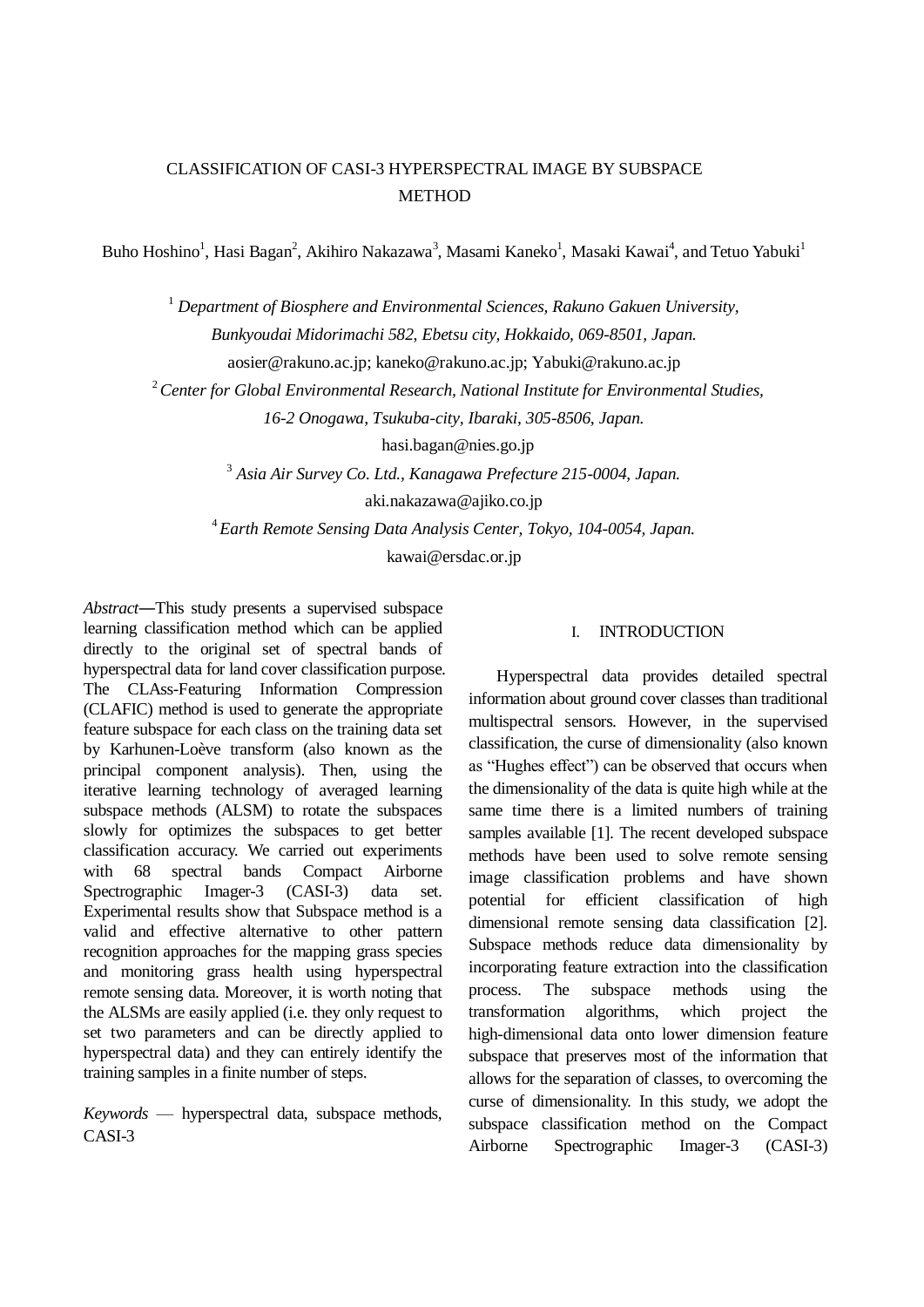# CLASSIFICATION OF CASI-3 HYPERSPECTRAL IMAGE BY SUBSPACE METHOD

Buho Hoshino[1], Hasi Bagan[2], Akihiro Nakazawa[3], Masami Kaneko[1], Masaki Kawai[4], and Tetuo Yabuki[1]

[1] *Department of Biosphere and Environmental Sciences, Rakuno Gakuen University, Bunkyoudai Midorimachi 582, Ebetsu city, Hokkaido, 069-8501, Japan.*
aosier@rakuno.ac.jp; kaneko@rakuno.ac.jp; Yabuki@rakuno.ac.jp

[2] *Center for Global Environmental Research, National Institute for Environmental Studies, 16-2 Onogawa, Tsukuba-city, Ibaraki, 305-8506, Japan.*
hasi.bagan@nies.go.jp

[3] *Asia Air Survey Co. Ltd., Kanagawa Prefecture 215-0004, Japan.*
aki.nakazawa@ajiko.co.jp

[4] *Earth Remote Sensing Data Analysis Center, Tokyo, 104-0054, Japan.*
kawai@ersdac.or.jp

*Abstract*—This study presents a supervised subspace learning classification method which can be applied directly to the original set of spectral bands of hyperspectral data for land cover classification purpose. The CLAss-Featuring Information Compression (CLAFIC) method is used to generate the appropriate feature subspace for each class on the training data set by Karhunen-Loève transform (also known as the principal component analysis). Then, using the iterative learning technology of averaged learning subspace methods (ALSM) to rotate the subspaces slowly for optimizes the subspaces to get better classification accuracy. We carried out experiments with 68 spectral bands Compact Airborne Spectrographic Imager-3 (CASI-3) data set. Experimental results show that Subspace method is a valid and effective alternative to other pattern recognition approaches for the mapping grass species and monitoring grass health using hyperspectral remote sensing data. Moreover, it is worth noting that the ALSMs are easily applied (i.e. they only request to set two parameters and can be directly applied to hyperspectral data) and they can entirely identify the training samples in a finite number of steps.

*Keywords* — hyperspectral data, subspace methods, CASI-3

## I. INTRODUCTION

Hyperspectral data provides detailed spectral information about ground cover classes than traditional multispectral sensors. However, in the supervised classification, the curse of dimensionality (also known as "Hughes effect") can be observed that occurs when the dimensionality of the data is quite high while at the same time there is a limited numbers of training samples available [1]. The recent developed subspace methods have been used to solve remote sensing image classification problems and have shown potential for efficient classification of high dimensional remote sensing data classification [2]. Subspace methods reduce data dimensionality by incorporating feature extraction into the classification process. The subspace methods using the transformation algorithms, which project the high-dimensional data onto lower dimension feature subspace that preserves most of the information that allows for the separation of classes, to overcoming the curse of dimensionality. In this study, we adopt the subspace classification method on the Compact Airborne Spectrographic Imager-3 (CASI-3)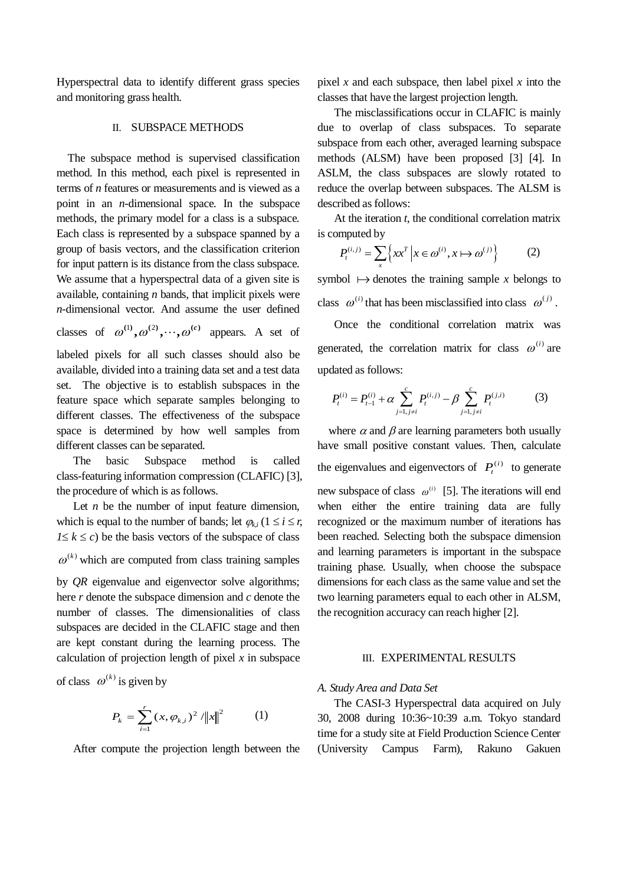Hyperspectral data to identify different grass species and monitoring grass health.

## II. SUBSPACE METHODS

The subspace method is supervised classification method. In this method, each pixel is represented in terms of *n* features or measurements and is viewed as a point in an *n*-dimensional space. In the subspace methods, the primary model for a class is a subspace. Each class is represented by a subspace spanned by a group of basis vectors, and the classification criterion for input pattern is its distance from the class subspace. We assume that a hyperspectral data of a given site is available, containing *n* bands, that implicit pixels were *n*-dimensional vector. And assume the user defined classes of $\omega^{(1)}, \omega^{(2)}, \cdots, \omega^{(c)}$ appears. A set of labeled pixels for all such classes should also be available, divided into a training data set and a test data set. The objective is to establish subspaces in the feature space which separate samples belonging to different classes. The effectiveness of the subspace space is determined by how well samples from different classes can be separated.

The basic Subspace method is called class-featuring information compression (CLAFIC) [3], the procedure of which is as follows.

Let *n* be the number of input feature dimension, which is equal to the number of bands; let $\varphi_{k,i}$ ($1 \le i \le r$, $1 \le k \le c$) be the basis vectors of the subspace of class $\omega^{(k)}$ which are computed from class training samples by *QR* eigenvalue and eigenvector solve algorithms; here *r* denote the subspace dimension and *c* denote the number of classes. The dimensionalities of class subspaces are decided in the CLAFIC stage and then are kept constant during the learning process. The calculation of projection length of pixel *x* in subspace of class $\omega^{(k)}$ is given by

$$P_k = \sum_{i=1}^{r} (x, \varphi_{k,i})^2 / \|x\|^2 \qquad (1)$$

After compute the projection length between the pixel *x* and each subspace, then label pixel *x* into the classes that have the largest projection length.

The misclassifications occur in CLAFIC is mainly due to overlap of class subspaces. To separate subspace from each other, averaged learning subspace methods (ALSM) have been proposed [3] [4]. In ASLM, the class subspaces are slowly rotated to reduce the overlap between subspaces. The ALSM is described as follows:

At the iteration *t*, the conditional correlation matrix is computed by

$$P_t^{(i,j)} = \sum_x \left\{ xx^T \,\middle|\, x \in \omega^{(i)}, x \mapsto \omega^{(j)} \right\} \qquad (2)$$

symbol $\mapsto$ denotes the training sample *x* belongs to class $\omega^{(i)}$ that has been misclassified into class $\omega^{(j)}$.

Once the conditional correlation matrix was generated, the correlation matrix for class $\omega^{(i)}$ are updated as follows:

$$P_t^{(i)} = P_{t-1}^{(i)} + \alpha \sum_{j=1, j \ne i}^{c} P_t^{(i,j)} - \beta \sum_{j=1, j \ne i}^{c} P_t^{(j,i)} \qquad (3)$$

where $\alpha$ and $\beta$ are learning parameters both usually have small positive constant values. Then, calculate the eigenvalues and eigenvectors of $P_t^{(i)}$ to generate new subspace of class $\omega^{(i)}$ [5]. The iterations will end when either the entire training data are fully recognized or the maximum number of iterations has been reached. Selecting both the subspace dimension and learning parameters is important in the subspace training phase. Usually, when choose the subspace dimensions for each class as the same value and set the two learning parameters equal to each other in ALSM, the recognition accuracy can reach higher [2].

## III. EXPERIMENTAL RESULTS

### *A. Study Area and Data Set*

The CASI-3 Hyperspectral data acquired on July 30, 2008 during 10:36~10:39 a.m. Tokyo standard time for a study site at Field Production Science Center (University Campus Farm), Rakuno Gakuen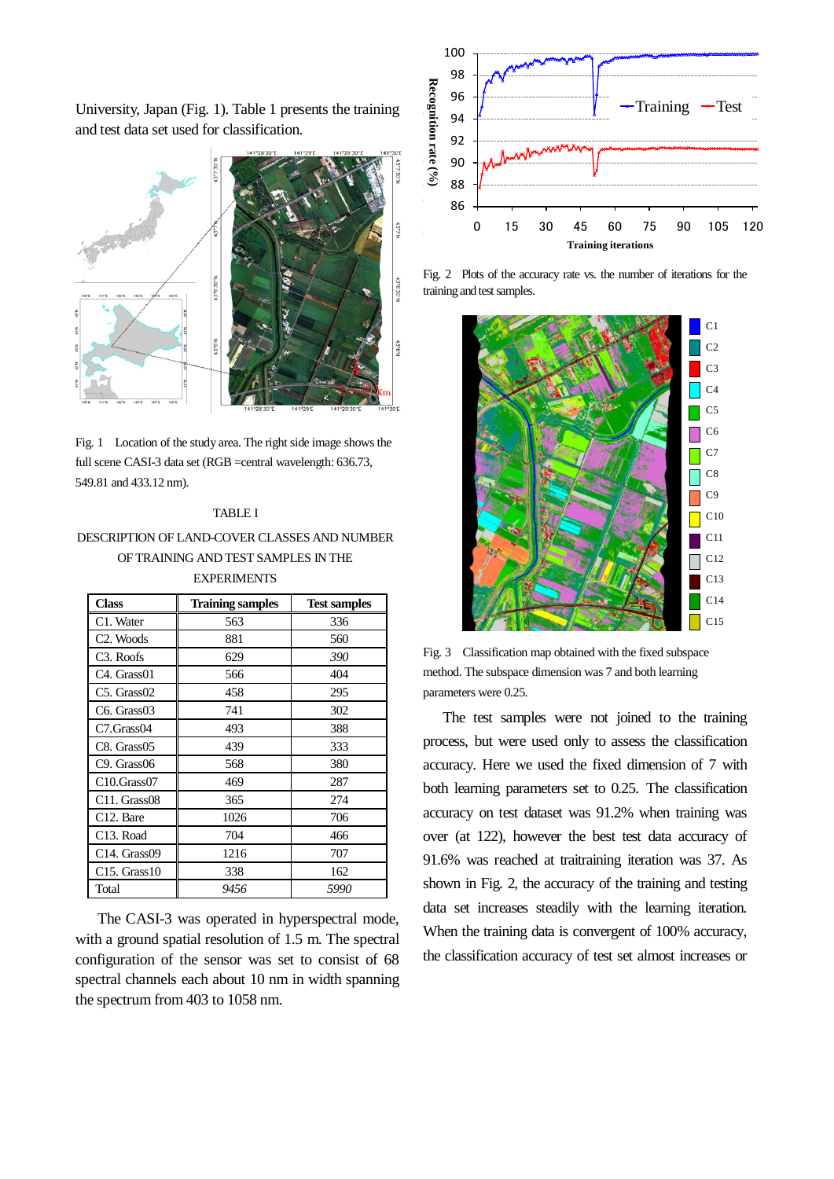University, Japan (Fig. 1). Table 1 presents the training and test data set used for classification.

Fig. 1 Location of the study area. The right side image shows the full scene CASI-3 data set (RGB =central wavelength: 636.73, 549.81 and 433.12 nm).

TABLE I

DESCRIPTION OF LAND-COVER CLASSES AND NUMBER OF TRAINING AND TEST SAMPLES IN THE EXPERIMENTS

| Class | Training samples | Test samples |
|---|---|---|
| C1. Water | 563 | 336 |
| C2. Woods | 881 | 560 |
| C3. Roofs | 629 | *390* |
| C4. Grass01 | 566 | 404 |
| C5. Grass02 | 458 | 295 |
| C6. Grass03 | 741 | 302 |
| C7.Grass04 | 493 | 388 |
| C8. Grass05 | 439 | 333 |
| C9. Grass06 | 568 | 380 |
| C10.Grass07 | 469 | 287 |
| C11. Grass08 | 365 | 274 |
| C12. Bare | 1026 | 706 |
| C13. Road | 704 | 466 |
| C14. Grass09 | 1216 | 707 |
| C15. Grass10 | 338 | 162 |
| Total | *9456* | *5990* |

The CASI-3 was operated in hyperspectral mode, with a ground spatial resolution of 1.5 m. The spectral configuration of the sensor was set to consist of 68 spectral channels each about 10 nm in width spanning the spectrum from 403 to 1058 nm.

Fig. 2 Plots of the accuracy rate vs. the number of iterations for the training and test samples.

Fig. 3 Classification map obtained with the fixed subspace method. The subspace dimension was 7 and both learning parameters were 0.25.

The test samples were not joined to the training process, but were used only to assess the classification accuracy. Here we used the fixed dimension of 7 with both learning parameters set to 0.25. The classification accuracy on test dataset was 91.2% when training was over (at 122), however the best test data accuracy of 91.6% was reached at traitraining iteration was 37. As shown in Fig. 2, the accuracy of the training and testing data set increases steadily with the learning iteration. When the training data is convergent of 100% accuracy, the classification accuracy of test set almost increases or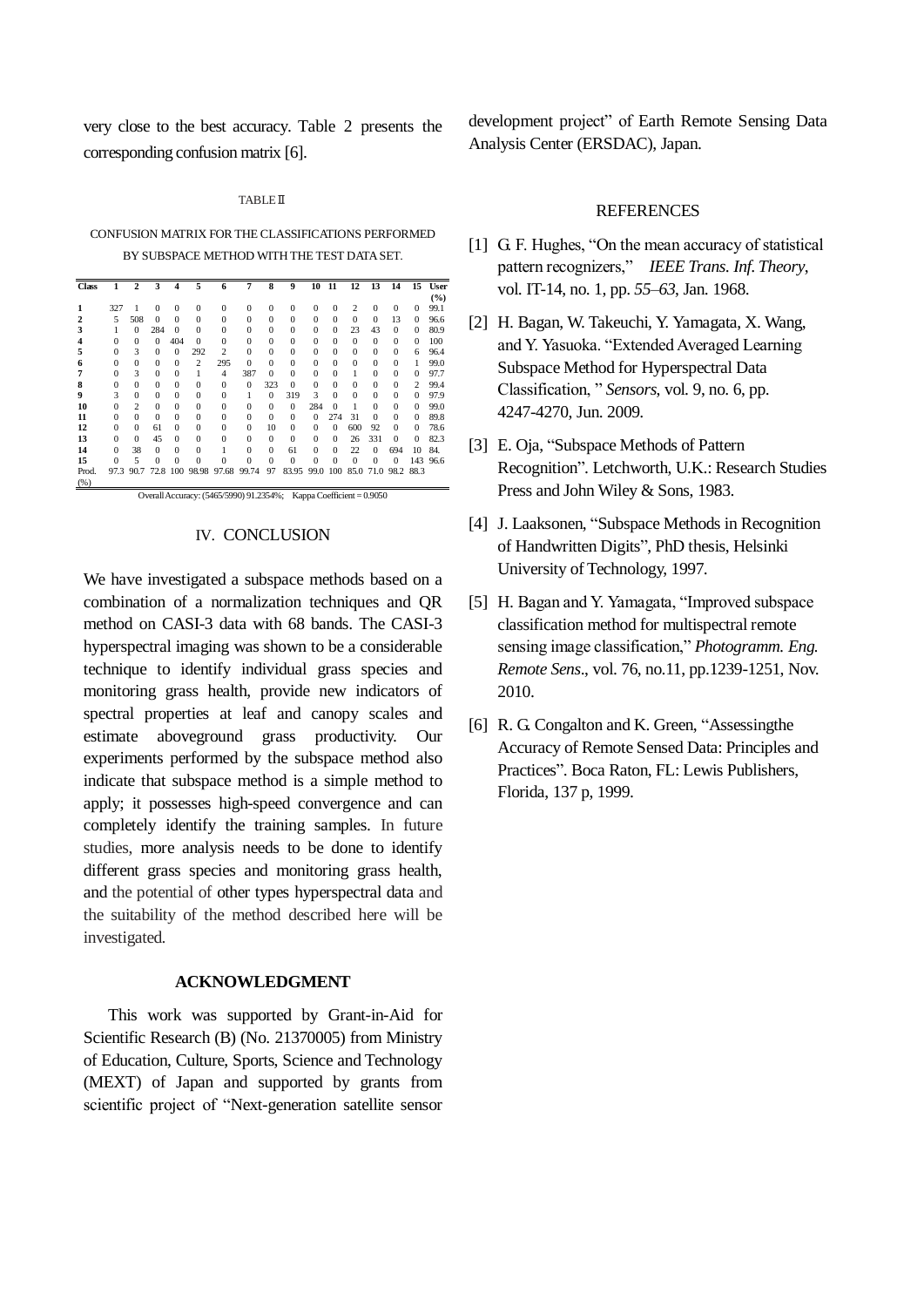very close to the best accuracy. Table 2 presents the corresponding confusion matrix [6].

TABLE II

CONFUSION MATRIX FOR THE CLASSIFICATIONS PERFORMED BY SUBSPACE METHOD WITH THE TEST DATA SET.

| Class | 1 | 2 | 3 | 4 | 5 | 6 | 7 | 8 | 9 | 10 | 11 | 12 | 13 | 14 | 15 | User (%) |
|---|---|---|---|---|---|---|---|---|---|---|---|---|---|---|---|---|
| 1 | 327 | 1 | 0 | 0 | 0 | 0 | 0 | 0 | 0 | 0 | 0 | 2 | 0 | 0 | 0 | 99.1 |
| 2 | 5 | 508 | 0 | 0 | 0 | 0 | 0 | 0 | 0 | 0 | 0 | 0 | 0 | 13 | 0 | 96.6 |
| 3 | 1 | 0 | 284 | 0 | 0 | 0 | 0 | 0 | 0 | 0 | 0 | 23 | 43 | 0 | 0 | 80.9 |
| 4 | 0 | 0 | 0 | 404 | 0 | 0 | 0 | 0 | 0 | 0 | 0 | 0 | 0 | 0 | 0 | 100 |
| 5 | 0 | 3 | 0 | 0 | 292 | 2 | 0 | 0 | 0 | 0 | 0 | 0 | 0 | 0 | 6 | 96.4 |
| 6 | 0 | 0 | 0 | 0 | 2 | 295 | 0 | 0 | 0 | 0 | 0 | 0 | 0 | 0 | 1 | 99.0 |
| 7 | 0 | 3 | 0 | 0 | 1 | 4 | 387 | 0 | 0 | 0 | 0 | 1 | 0 | 0 | 0 | 97.7 |
| 8 | 0 | 0 | 0 | 0 | 0 | 0 | 0 | 323 | 0 | 0 | 0 | 0 | 0 | 0 | 2 | 99.4 |
| 9 | 3 | 0 | 0 | 0 | 0 | 0 | 1 | 0 | 319 | 3 | 0 | 0 | 0 | 0 | 0 | 97.9 |
| 10 | 0 | 2 | 0 | 0 | 0 | 0 | 0 | 0 | 0 | 284 | 0 | 1 | 0 | 0 | 0 | 99.0 |
| 11 | 0 | 0 | 0 | 0 | 0 | 0 | 0 | 0 | 0 | 0 | 274 | 31 | 0 | 0 | 0 | 89.8 |
| 12 | 0 | 0 | 61 | 0 | 0 | 0 | 0 | 10 | 0 | 0 | 0 | 600 | 92 | 0 | 0 | 78.6 |
| 13 | 0 | 0 | 45 | 0 | 0 | 0 | 0 | 0 | 0 | 0 | 0 | 26 | 331 | 0 | 0 | 82.3 |
| 14 | 0 | 38 | 0 | 0 | 0 | 1 | 0 | 0 | 61 | 0 | 0 | 22 | 0 | 694 | 10 | 84. |
| 15 | 0 | 5 | 0 | 0 | 0 | 0 | 0 | 0 | 0 | 0 | 0 | 0 | 0 | 0 | 143 | 96.6 |
| Prod. (%) | 97.3 | 90.7 | 72.8 | 100 | 98.98 | 97.68 | 99.74 | 97 | 83.95 | 99.0 | 100 | 85.0 | 71.0 | 98.2 | 88.3 | |

Overall Accuracy: (5465/5990) 91.2354%; Kappa Coefficient = 0.9050

## IV. CONCLUSION

We have investigated a subspace methods based on a combination of a normalization techniques and QR method on CASI-3 data with 68 bands. The CASI-3 hyperspectral imaging was shown to be a considerable technique to identify individual grass species and monitoring grass health, provide new indicators of spectral properties at leaf and canopy scales and estimate aboveground grass productivity. Our experiments performed by the subspace method also indicate that subspace method is a simple method to apply; it possesses high-speed convergence and can completely identify the training samples. In future studies, more analysis needs to be done to identify different grass species and monitoring grass health, and the potential of other types hyperspectral data and the suitability of the method described here will be investigated.

## ACKNOWLEDGMENT

This work was supported by Grant-in-Aid for Scientific Research (B) (No. 21370005) from Ministry of Education, Culture, Sports, Science and Technology (MEXT) of Japan and supported by grants from scientific project of "Next-generation satellite sensor development project" of Earth Remote Sensing Data Analysis Center (ERSDAC), Japan.

## REFERENCES

[1] G. F. Hughes, "On the mean accuracy of statistical pattern recognizers," *IEEE Trans. Inf. Theory*, vol. IT-14, no. 1, pp. *55–63*, Jan. 1968.

[2] H. Bagan, W. Takeuchi, Y. Yamagata, X. Wang, and Y. Yasuoka. "Extended Averaged Learning Subspace Method for Hyperspectral Data Classification, " *Sensors*, vol. 9, no. 6, pp. 4247-4270, Jun. 2009.

[3] E. Oja, "Subspace Methods of Pattern Recognition". Letchworth, U.K.: Research Studies Press and John Wiley & Sons, 1983.

[4] J. Laaksonen, "Subspace Methods in Recognition of Handwritten Digits", PhD thesis, Helsinki University of Technology, 1997.

[5] H. Bagan and Y. Yamagata, "Improved subspace classification method for multispectral remote sensing image classification," *Photogramm. Eng. Remote Sens*., vol. 76, no.11, pp.1239-1251, Nov. 2010.

[6] R. G. Congalton and K. Green, "Assessingthe Accuracy of Remote Sensed Data: Principles and Practices". Boca Raton, FL: Lewis Publishers, Florida, 137 p, 1999.